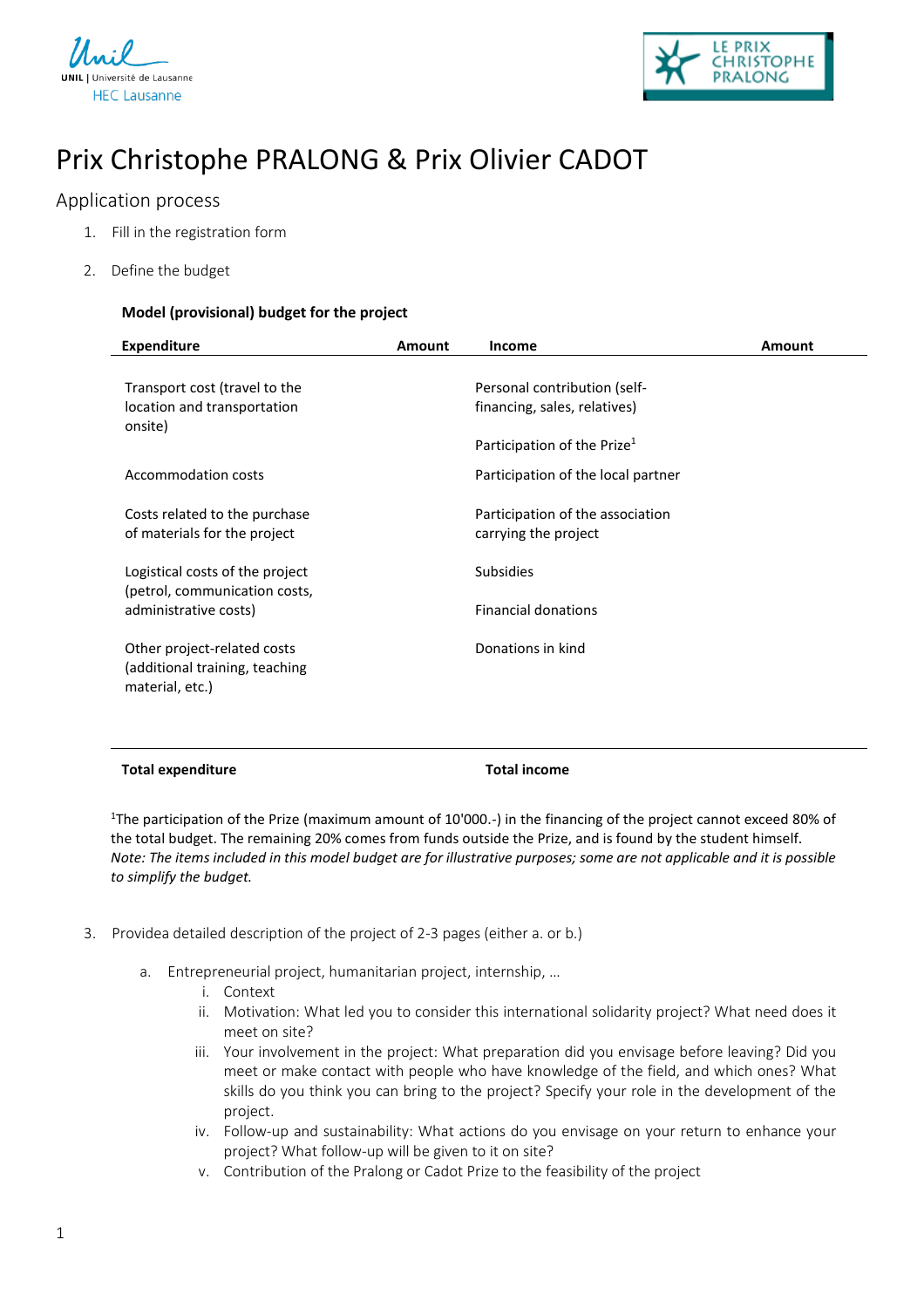# Prix Christophe PRALONG & Prix Olivier CADOT

## Application process

1. Fill in the registration form
2. Define the budget

**Model (provisional) budget for the project**

| Expenditure | Amount | Income | Amount |
|---|---|---|---|
| Transport cost (travel to the location and transportation onsite) | | Personal contribution (self-financing, sales, relatives) | |
| | | Participation of the Prize[1] | |
| Accommodation costs | | Participation of the local partner | |
| Costs related to the purchase of materials for the project | | Participation of the association carrying the project | |
| Logistical costs of the project (petrol, communication costs, administrative costs) | | Subsidies | |
| | | Financial donations | |
| Other project-related costs (additional training, teaching material, etc.) | | Donations in kind | |
| **Total expenditure** | | **Total income** | |

[1]The participation of the Prize (maximum amount of 10'000.-) in the financing of the project cannot exceed 80% of the total budget. The remaining 20% comes from funds outside the Prize, and is found by the student himself.
*Note: The items included in this model budget are for illustrative purposes; some are not applicable and it is possible to simplify the budget.*

3. Providea detailed description of the project of 2-3 pages (either a. or b.)
   a. Entrepreneurial project, humanitarian project, internship, …
      i. Context
      ii. Motivation: What led you to consider this international solidarity project? What need does it meet on site?
      iii. Your involvement in the project: What preparation did you envisage before leaving? Did you meet or make contact with people who have knowledge of the field, and which ones? What skills do you think you can bring to the project? Specify your role in the development of the project.
      iv. Follow-up and sustainability: What actions do you envisage on your return to enhance your project? What follow-up will be given to it on site?
      v. Contribution of the Pralong or Cadot Prize to the feasibility of the project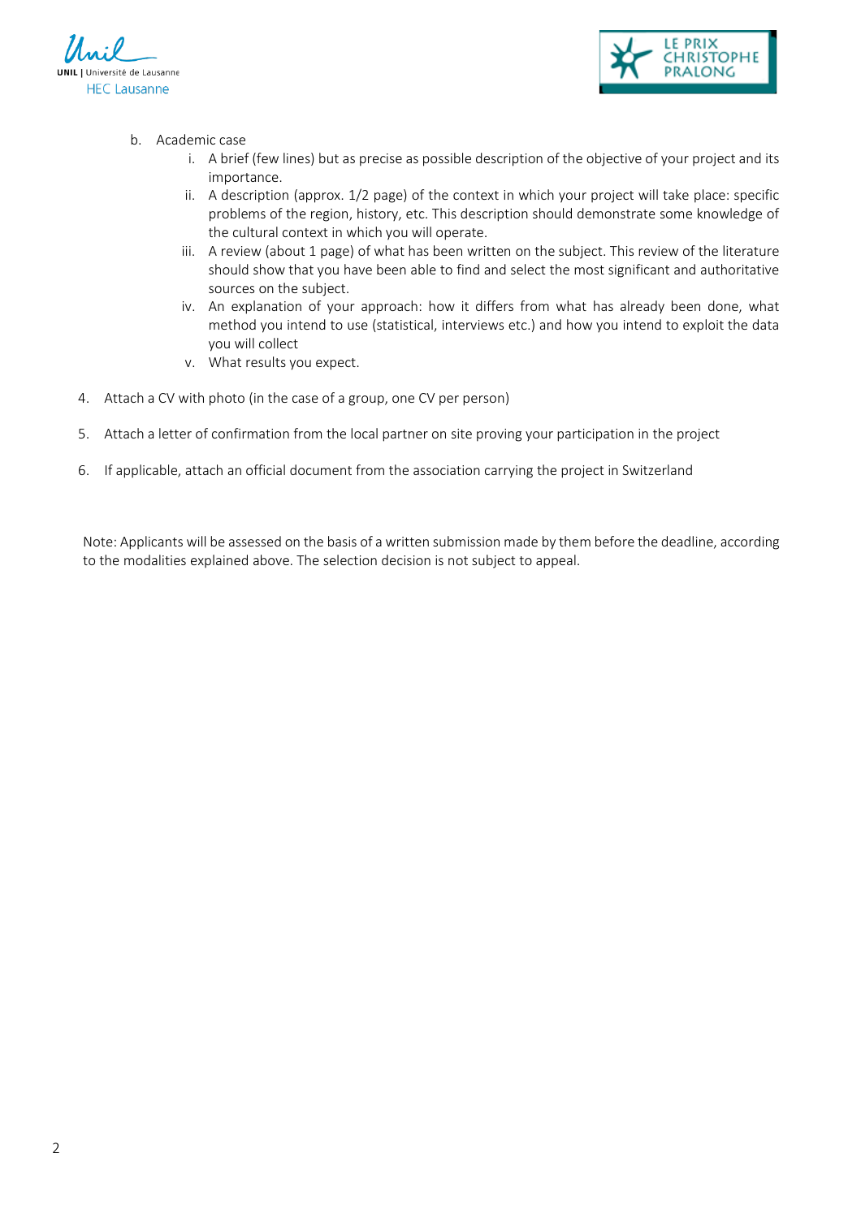b. Academic case

   i. A brief (few lines) but as precise as possible description of the objective of your project and its importance.

   ii. A description (approx. 1/2 page) of the context in which your project will take place: specific problems of the region, history, etc. This description should demonstrate some knowledge of the cultural context in which you will operate.

   iii. A review (about 1 page) of what has been written on the subject. This review of the literature should show that you have been able to find and select the most significant and authoritative sources on the subject.

   iv. An explanation of your approach: how it differs from what has already been done, what method you intend to use (statistical, interviews etc.) and how you intend to exploit the data you will collect

   v. What results you expect.

4. Attach a CV with photo (in the case of a group, one CV per person)

5. Attach a letter of confirmation from the local partner on site proving your participation in the project

6. If applicable, attach an official document from the association carrying the project in Switzerland

Note: Applicants will be assessed on the basis of a written submission made by them before the deadline, according to the modalities explained above. The selection decision is not subject to appeal.